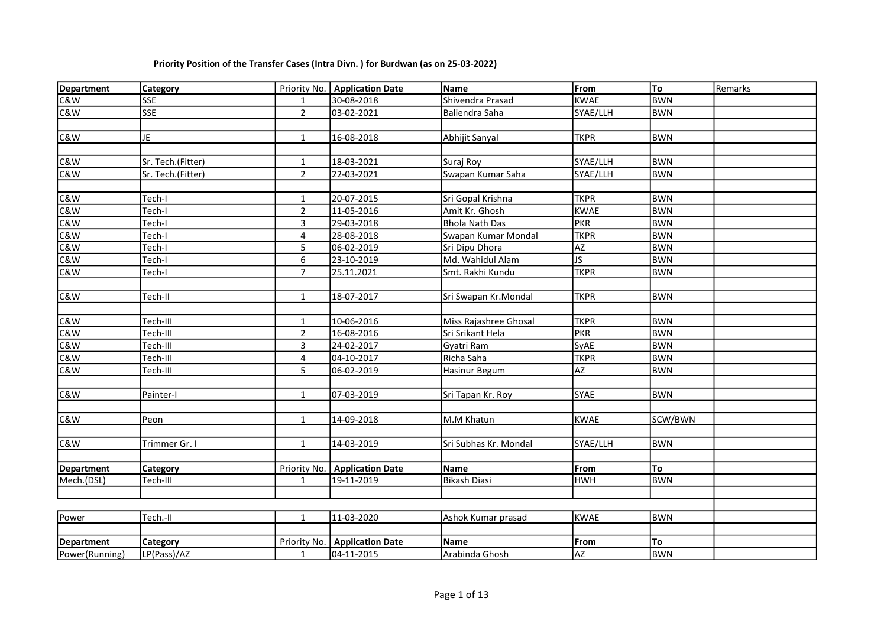**Priority Position of the Transfer Cases (Intra Divn. ) for Burdwan (as on 25-03-2022)**

| Department | Category | Priority No. | Application Date | Name | From | To | Remarks |
|---|---|---|---|---|---|---|---|
| C&W | SSE | 1 | 30-08-2018 | Shivendra Prasad | KWAE | BWN | |
| C&W | SSE | 2 | 03-02-2021 | Baliendra Saha | SYAE/LLH | BWN | |
| | | | | | | | |
| C&W | JE | 1 | 16-08-2018 | Abhijit Sanyal | TKPR | BWN | |
| | | | | | | | |
| C&W | Sr. Tech.(Fitter) | 1 | 18-03-2021 | Suraj Roy | SYAE/LLH | BWN | |
| C&W | Sr. Tech.(Fitter) | 2 | 22-03-2021 | Swapan Kumar Saha | SYAE/LLH | BWN | |
| | | | | | | | |
| C&W | Tech-I | 1 | 20-07-2015 | Sri Gopal Krishna | TKPR | BWN | |
| C&W | Tech-I | 2 | 11-05-2016 | Amit Kr. Ghosh | KWAE | BWN | |
| C&W | Tech-I | 3 | 29-03-2018 | Bhola Nath Das | PKR | BWN | |
| C&W | Tech-I | 4 | 28-08-2018 | Swapan Kumar Mondal | TKPR | BWN | |
| C&W | Tech-I | 5 | 06-02-2019 | Sri Dipu Dhora | AZ | BWN | |
| C&W | Tech-I | 6 | 23-10-2019 | Md. Wahidul Alam | JS | BWN | |
| C&W | Tech-I | 7 | 25.11.2021 | Smt. Rakhi Kundu | TKPR | BWN | |
| | | | | | | | |
| C&W | Tech-II | 1 | 18-07-2017 | Sri Swapan Kr.Mondal | TKPR | BWN | |
| | | | | | | | |
| C&W | Tech-III | 1 | 10-06-2016 | Miss Rajashree Ghosal | TKPR | BWN | |
| C&W | Tech-III | 2 | 16-08-2016 | Sri Srikant Hela | PKR | BWN | |
| C&W | Tech-III | 3 | 24-02-2017 | Gyatri Ram | SyAE | BWN | |
| C&W | Tech-III | 4 | 04-10-2017 | Richa Saha | TKPR | BWN | |
| C&W | Tech-III | 5 | 06-02-2019 | Hasinur Begum | AZ | BWN | |
| | | | | | | | |
| C&W | Painter-I | 1 | 07-03-2019 | Sri Tapan Kr. Roy | SYAE | BWN | |
| | | | | | | | |
| C&W | Peon | 1 | 14-09-2018 | M.M Khatun | KWAE | SCW/BWN | |
| | | | | | | | |
| C&W | Trimmer Gr. I | 1 | 14-03-2019 | Sri Subhas Kr. Mondal | SYAE/LLH | BWN | |
| | | | | | | | |
| **Department** | **Category** | Priority No. | **Application Date** | **Name** | **From** | **To** | |
| Mech.(DSL) | Tech-III | 1 | 19-11-2019 | Bikash Diasi | HWH | BWN | |
| | | | | | | | |
| | | | | | | | |
| Power | Tech.-II | 1 | 11-03-2020 | Ashok Kumar prasad | KWAE | BWN | |
| | | | | | | | |
| **Department** | **Category** | Priority No. | **Application Date** | **Name** | **From** | **To** | |
| Power(Running) | LP(Pass)/AZ | 1 | 04-11-2015 | Arabinda Ghosh | AZ | BWN | |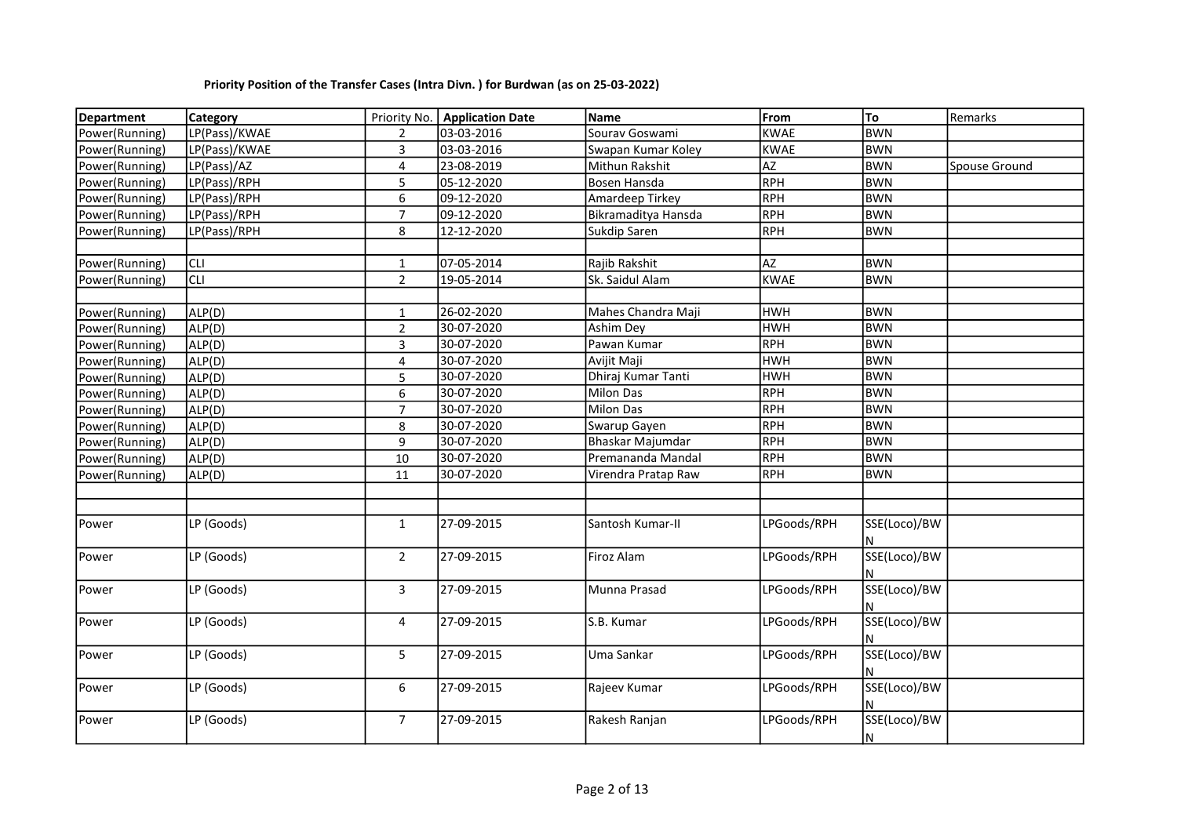**Priority Position of the Transfer Cases (Intra Divn. ) for Burdwan (as on 25-03-2022)**

| Department | Category | Priority No. | Application Date | Name | From | To | Remarks |
|---|---|---|---|---|---|---|---|
| Power(Running) | LP(Pass)/KWAE | 2 | 03-03-2016 | Sourav Goswami | KWAE | BWN | |
| Power(Running) | LP(Pass)/KWAE | 3 | 03-03-2016 | Swapan Kumar Koley | KWAE | BWN | |
| Power(Running) | LP(Pass)/AZ | 4 | 23-08-2019 | Mithun Rakshit | AZ | BWN | Spouse Ground |
| Power(Running) | LP(Pass)/RPH | 5 | 05-12-2020 | Bosen Hansda | RPH | BWN | |
| Power(Running) | LP(Pass)/RPH | 6 | 09-12-2020 | Amardeep Tirkey | RPH | BWN | |
| Power(Running) | LP(Pass)/RPH | 7 | 09-12-2020 | Bikramaditya Hansda | RPH | BWN | |
| Power(Running) | LP(Pass)/RPH | 8 | 12-12-2020 | Sukdip Saren | RPH | BWN | |
| | | | | | | | |
| Power(Running) | CLI | 1 | 07-05-2014 | Rajib Rakshit | AZ | BWN | |
| Power(Running) | CLI | 2 | 19-05-2014 | Sk. Saidul Alam | KWAE | BWN | |
| | | | | | | | |
| Power(Running) | ALP(D) | 1 | 26-02-2020 | Mahes Chandra Maji | HWH | BWN | |
| Power(Running) | ALP(D) | 2 | 30-07-2020 | Ashim Dey | HWH | BWN | |
| Power(Running) | ALP(D) | 3 | 30-07-2020 | Pawan Kumar | RPH | BWN | |
| Power(Running) | ALP(D) | 4 | 30-07-2020 | Avijit Maji | HWH | BWN | |
| Power(Running) | ALP(D) | 5 | 30-07-2020 | Dhiraj Kumar Tanti | HWH | BWN | |
| Power(Running) | ALP(D) | 6 | 30-07-2020 | Milon Das | RPH | BWN | |
| Power(Running) | ALP(D) | 7 | 30-07-2020 | Milon Das | RPH | BWN | |
| Power(Running) | ALP(D) | 8 | 30-07-2020 | Swarup Gayen | RPH | BWN | |
| Power(Running) | ALP(D) | 9 | 30-07-2020 | Bhaskar Majumdar | RPH | BWN | |
| Power(Running) | ALP(D) | 10 | 30-07-2020 | Premananda Mandal | RPH | BWN | |
| Power(Running) | ALP(D) | 11 | 30-07-2020 | Virendra Pratap Raw | RPH | BWN | |
| | | | | | | | |
| | | | | | | | |
| Power | LP (Goods) | 1 | 27-09-2015 | Santosh Kumar-II | LPGoods/RPH | SSE(Loco)/BWN | |
| Power | LP (Goods) | 2 | 27-09-2015 | Firoz Alam | LPGoods/RPH | SSE(Loco)/BWN | |
| Power | LP (Goods) | 3 | 27-09-2015 | Munna Prasad | LPGoods/RPH | SSE(Loco)/BWN | |
| Power | LP (Goods) | 4 | 27-09-2015 | S.B. Kumar | LPGoods/RPH | SSE(Loco)/BWN | |
| Power | LP (Goods) | 5 | 27-09-2015 | Uma Sankar | LPGoods/RPH | SSE(Loco)/BWN | |
| Power | LP (Goods) | 6 | 27-09-2015 | Rajeev Kumar | LPGoods/RPH | SSE(Loco)/BWN | |
| Power | LP (Goods) | 7 | 27-09-2015 | Rakesh Ranjan | LPGoods/RPH | SSE(Loco)/BWN | |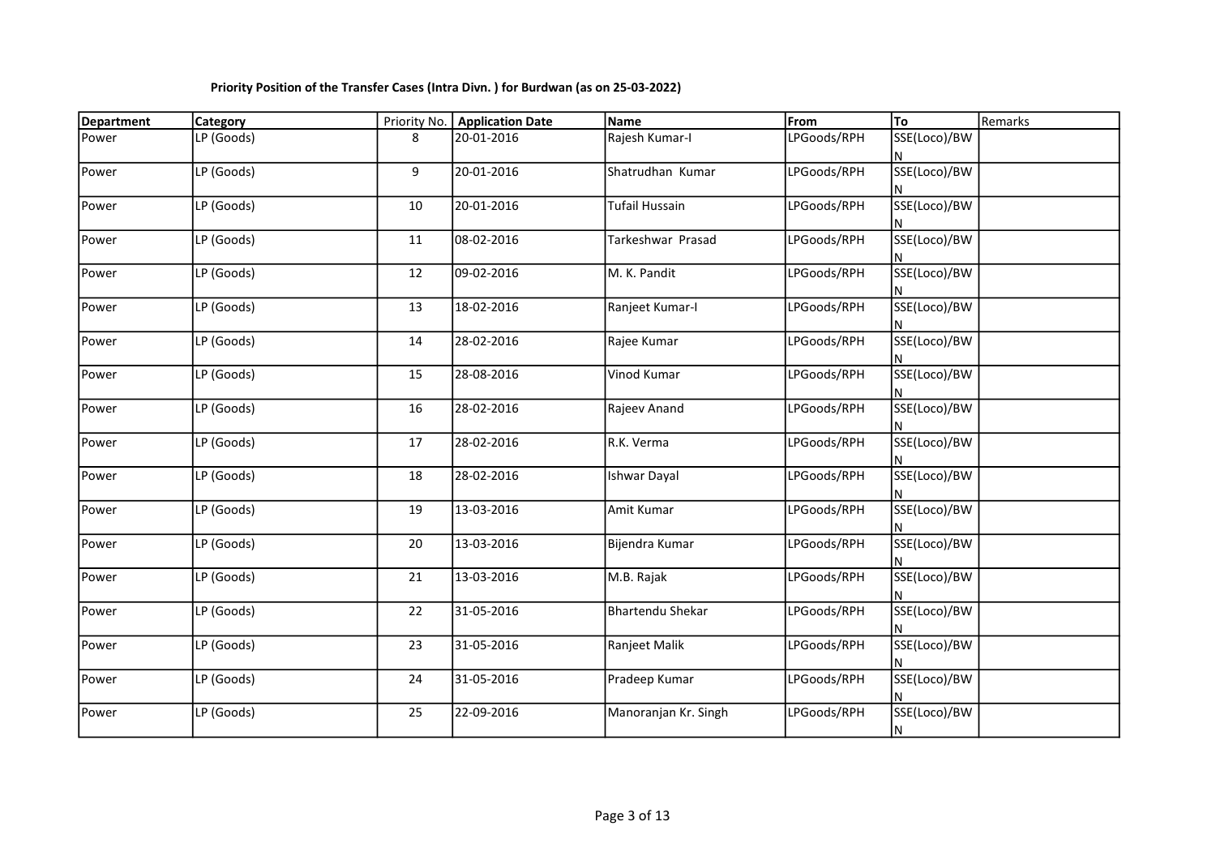**Priority Position of the Transfer Cases (Intra Divn. ) for Burdwan (as on 25-03-2022)**

| Department | Category | Priority No. | Application Date | Name | From | To | Remarks |
|---|---|---|---|---|---|---|---|
| Power | LP (Goods) | 8 | 20-01-2016 | Rajesh Kumar-I | LPGoods/RPH | SSE(Loco)/BWN | |
| Power | LP (Goods) | 9 | 20-01-2016 | Shatrudhan Kumar | LPGoods/RPH | SSE(Loco)/BWN | |
| Power | LP (Goods) | 10 | 20-01-2016 | Tufail Hussain | LPGoods/RPH | SSE(Loco)/BWN | |
| Power | LP (Goods) | 11 | 08-02-2016 | Tarkeshwar Prasad | LPGoods/RPH | SSE(Loco)/BWN | |
| Power | LP (Goods) | 12 | 09-02-2016 | M. K. Pandit | LPGoods/RPH | SSE(Loco)/BWN | |
| Power | LP (Goods) | 13 | 18-02-2016 | Ranjeet Kumar-I | LPGoods/RPH | SSE(Loco)/BWN | |
| Power | LP (Goods) | 14 | 28-02-2016 | Rajee Kumar | LPGoods/RPH | SSE(Loco)/BWN | |
| Power | LP (Goods) | 15 | 28-08-2016 | Vinod Kumar | LPGoods/RPH | SSE(Loco)/BWN | |
| Power | LP (Goods) | 16 | 28-02-2016 | Rajeev Anand | LPGoods/RPH | SSE(Loco)/BWN | |
| Power | LP (Goods) | 17 | 28-02-2016 | R.K. Verma | LPGoods/RPH | SSE(Loco)/BWN | |
| Power | LP (Goods) | 18 | 28-02-2016 | Ishwar Dayal | LPGoods/RPH | SSE(Loco)/BWN | |
| Power | LP (Goods) | 19 | 13-03-2016 | Amit Kumar | LPGoods/RPH | SSE(Loco)/BWN | |
| Power | LP (Goods) | 20 | 13-03-2016 | Bijendra Kumar | LPGoods/RPH | SSE(Loco)/BWN | |
| Power | LP (Goods) | 21 | 13-03-2016 | M.B. Rajak | LPGoods/RPH | SSE(Loco)/BWN | |
| Power | LP (Goods) | 22 | 31-05-2016 | Bhartendu Shekar | LPGoods/RPH | SSE(Loco)/BWN | |
| Power | LP (Goods) | 23 | 31-05-2016 | Ranjeet Malik | LPGoods/RPH | SSE(Loco)/BWN | |
| Power | LP (Goods) | 24 | 31-05-2016 | Pradeep Kumar | LPGoods/RPH | SSE(Loco)/BWN | |
| Power | LP (Goods) | 25 | 22-09-2016 | Manoranjan Kr. Singh | LPGoods/RPH | SSE(Loco)/BWN | |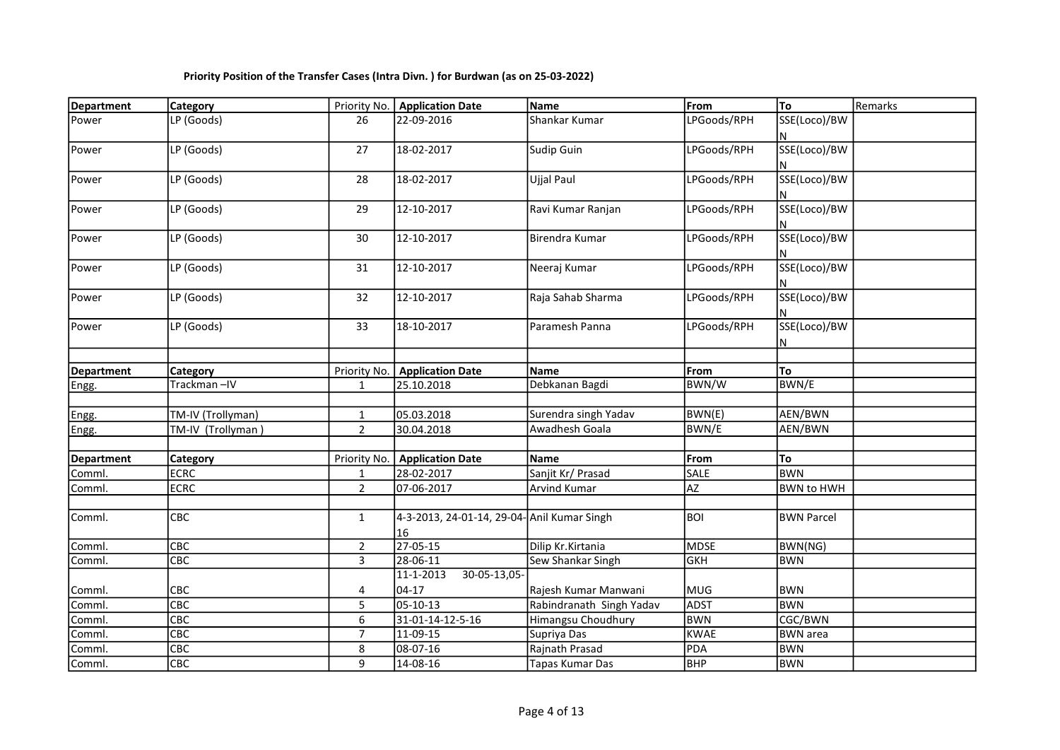**Priority Position of the Transfer Cases (Intra Divn. ) for Burdwan (as on 25-03-2022)**

| Department | Category | Priority No. | Application Date | Name | From | To | Remarks |
|---|---|---|---|---|---|---|---|
| Power | LP (Goods) | 26 | 22-09-2016 | Shankar Kumar | LPGoods/RPH | SSE(Loco)/BWN | |
| Power | LP (Goods) | 27 | 18-02-2017 | Sudip Guin | LPGoods/RPH | SSE(Loco)/BWN | |
| Power | LP (Goods) | 28 | 18-02-2017 | Ujjal Paul | LPGoods/RPH | SSE(Loco)/BWN | |
| Power | LP (Goods) | 29 | 12-10-2017 | Ravi Kumar Ranjan | LPGoods/RPH | SSE(Loco)/BWN | |
| Power | LP (Goods) | 30 | 12-10-2017 | Birendra Kumar | LPGoods/RPH | SSE(Loco)/BWN | |
| Power | LP (Goods) | 31 | 12-10-2017 | Neeraj Kumar | LPGoods/RPH | SSE(Loco)/BWN | |
| Power | LP (Goods) | 32 | 12-10-2017 | Raja Sahab Sharma | LPGoods/RPH | SSE(Loco)/BWN | |
| Power | LP (Goods) | 33 | 18-10-2017 | Paramesh Panna | LPGoods/RPH | SSE(Loco)/BWN | |
| | | | | | | | |
| **Department** | **Category** | Priority No. | **Application Date** | **Name** | **From** | **To** | |
| Engg. | Trackman –IV | 1 | 25.10.2018 | Debkanan Bagdi | BWN/W | BWN/E | |
| | | | | | | | |
| Engg. | TM-IV (Trollyman) | 1 | 05.03.2018 | Surendra singh Yadav | BWN(E) | AEN/BWN | |
| Engg. | TM-IV (Trollyman ) | 2 | 30.04.2018 | Awadhesh Goala | BWN/E | AEN/BWN | |
| | | | | | | | |
| **Department** | **Category** | Priority No. | **Application Date** | **Name** | **From** | **To** | |
| Comml. | ECRC | 1 | 28-02-2017 | Sanjit Kr/ Prasad | SALE | BWN | |
| Comml. | ECRC | 2 | 07-06-2017 | Arvind Kumar | AZ | BWN to HWH | |
| | | | | | | | |
| Comml. | CBC | 1 | 4-3-2013, 24-01-14, 29-04-16 | Anil Kumar Singh | BOI | BWN Parcel | |
| Comml. | CBC | 2 | 27-05-15 | Dilip Kr.Kirtania | MDSE | BWN(NG) | |
| Comml. | CBC | 3 | 28-06-11 | Sew Shankar Singh | GKH | BWN | |
| Comml. | CBC | 4 | 11-1-2013 30-05-13,05-04-17 | Rajesh Kumar Manwani | MUG | BWN | |
| Comml. | CBC | 5 | 05-10-13 | Rabindranath Singh Yadav | ADST | BWN | |
| Comml. | CBC | 6 | 31-01-14-12-5-16 | Himangsu Choudhury | BWN | CGC/BWN | |
| Comml. | CBC | 7 | 11-09-15 | Supriya Das | KWAE | BWN area | |
| Comml. | CBC | 8 | 08-07-16 | Rajnath Prasad | PDA | BWN | |
| Comml. | CBC | 9 | 14-08-16 | Tapas Kumar Das | BHP | BWN | |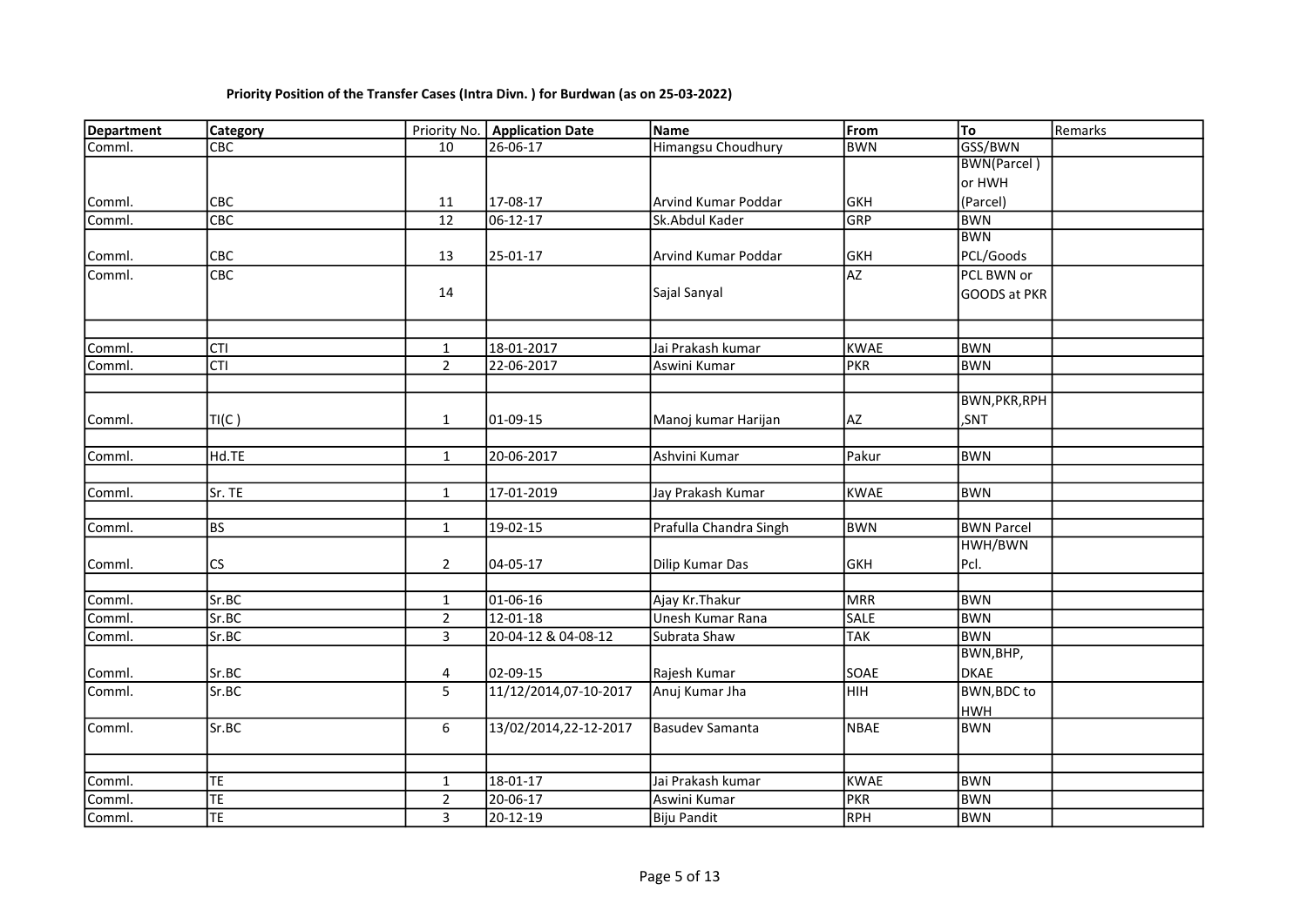**Priority Position of the Transfer Cases (Intra Divn. ) for Burdwan (as on 25-03-2022)**

| Department | Category | Priority No. | Application Date | Name | From | To | Remarks |
|---|---|---|---|---|---|---|---|
| Comml. | CBC | 10 | 26-06-17 | Himangsu Choudhury | BWN | GSS/BWN | |
| Comml. | CBC | 11 | 17-08-17 | Arvind Kumar Poddar | GKH | BWN(Parcel ) or HWH (Parcel) | |
| Comml. | CBC | 12 | 06-12-17 | Sk.Abdul Kader | GRP | BWN | |
| Comml. | CBC | 13 | 25-01-17 | Arvind Kumar Poddar | GKH | BWN PCL/Goods | |
| Comml. | CBC | 14 | | Sajal Sanyal | AZ | PCL BWN or GOODS at PKR | |
| | | | | | | | |
| Comml. | CTI | 1 | 18-01-2017 | Jai Prakash kumar | KWAE | BWN | |
| Comml. | CTI | 2 | 22-06-2017 | Aswini Kumar | PKR | BWN | |
| | | | | | | | |
| Comml. | TI(C ) | 1 | 01-09-15 | Manoj kumar Harijan | AZ | BWN,PKR,RPH ,SNT | |
| | | | | | | | |
| Comml. | Hd.TE | 1 | 20-06-2017 | Ashvini Kumar | Pakur | BWN | |
| | | | | | | | |
| Comml. | Sr. TE | 1 | 17-01-2019 | Jay Prakash Kumar | KWAE | BWN | |
| | | | | | | | |
| Comml. | BS | 1 | 19-02-15 | Prafulla Chandra Singh | BWN | BWN Parcel | |
| Comml. | CS | 2 | 04-05-17 | Dilip Kumar Das | GKH | HWH/BWN Pcl. | |
| | | | | | | | |
| Comml. | Sr.BC | 1 | 01-06-16 | Ajay Kr.Thakur | MRR | BWN | |
| Comml. | Sr.BC | 2 | 12-01-18 | Unesh Kumar Rana | SALE | BWN | |
| Comml. | Sr.BC | 3 | 20-04-12 & 04-08-12 | Subrata Shaw | TAK | BWN | |
| Comml. | Sr.BC | 4 | 02-09-15 | Rajesh Kumar | SOAE | BWN,BHP, DKAE | |
| Comml. | Sr.BC | 5 | 11/12/2014,07-10-2017 | Anuj Kumar Jha | HIH | BWN,BDC to HWH | |
| Comml. | Sr.BC | 6 | 13/02/2014,22-12-2017 | Basudev Samanta | NBAE | BWN | |
| | | | | | | | |
| Comml. | TE | 1 | 18-01-17 | Jai Prakash kumar | KWAE | BWN | |
| Comml. | TE | 2 | 20-06-17 | Aswini Kumar | PKR | BWN | |
| Comml. | TE | 3 | 20-12-19 | Biju Pandit | RPH | BWN | |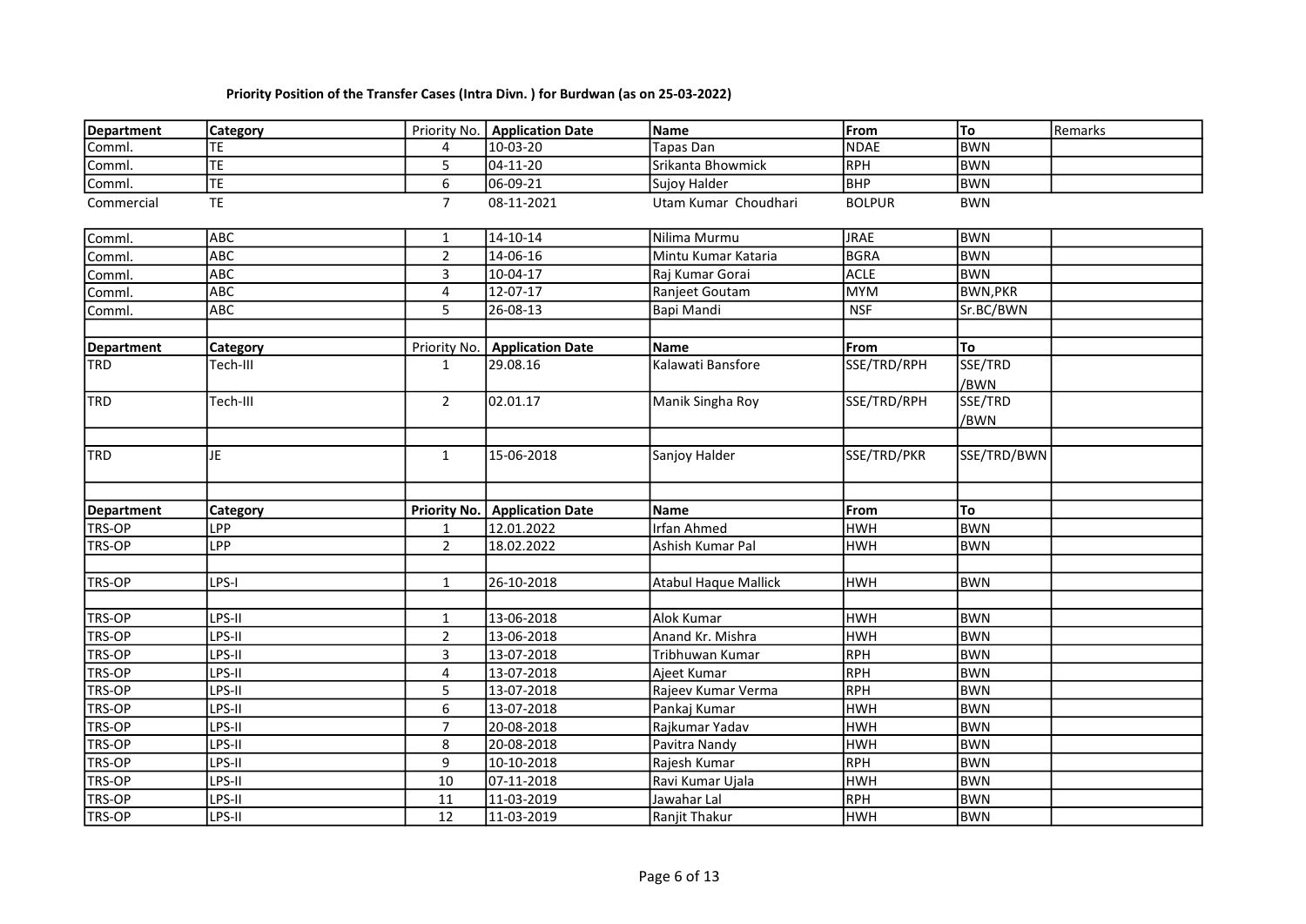**Priority Position of the Transfer Cases (Intra Divn. ) for Burdwan (as on 25-03-2022)**

| Department | Category | Priority No. | Application Date | Name | From | To | Remarks |
|---|---|---|---|---|---|---|---|
| Comml. | TE | 4 | 10-03-20 | Tapas Dan | NDAE | BWN | |
| Comml. | TE | 5 | 04-11-20 | Srikanta Bhowmick | RPH | BWN | |
| Comml. | TE | 6 | 06-09-21 | Sujoy Halder | BHP | BWN | |
| Commercial | TE | 7 | 08-11-2021 | Utam Kumar Choudhari | BOLPUR | BWN | |

| Department | Category | Priority No. | Application Date | Name | From | To | Remarks |
|---|---|---|---|---|---|---|---|
| Comml. | ABC | 1 | 14-10-14 | Nilima Murmu | JRAE | BWN | |
| Comml. | ABC | 2 | 14-06-16 | Mintu Kumar Kataria | BGRA | BWN | |
| Comml. | ABC | 3 | 10-04-17 | Raj Kumar Gorai | ACLE | BWN | |
| Comml. | ABC | 4 | 12-07-17 | Ranjeet Goutam | MYM | BWN,PKR | |
| Comml. | ABC | 5 | 26-08-13 | Bapi Mandi | NSF | Sr.BC/BWN | |

| Department | Category | Priority No. | Application Date | Name | From | To | |
|---|---|---|---|---|---|---|---|
| TRD | Tech-III | 1 | 29.08.16 | Kalawati Bansfore | SSE/TRD/RPH | SSE/TRD /BWN | |
| TRD | Tech-III | 2 | 02.01.17 | Manik Singha Roy | SSE/TRD/RPH | SSE/TRD /BWN | |
| | | | | | | | |
| TRD | JE | 1 | 15-06-2018 | Sanjoy Halder | SSE/TRD/PKR | SSE/TRD/BWN | |

| Department | Category | Priority No. | Application Date | Name | From | To | |
|---|---|---|---|---|---|---|---|
| TRS-OP | LPP | 1 | 12.01.2022 | Irfan Ahmed | HWH | BWN | |
| TRS-OP | LPP | 2 | 18.02.2022 | Ashish Kumar Pal | HWH | BWN | |
| | | | | | | | |
| TRS-OP | LPS-I | 1 | 26-10-2018 | Atabul Haque Mallick | HWH | BWN | |
| | | | | | | | |
| TRS-OP | LPS-II | 1 | 13-06-2018 | Alok Kumar | HWH | BWN | |
| TRS-OP | LPS-II | 2 | 13-06-2018 | Anand Kr. Mishra | HWH | BWN | |
| TRS-OP | LPS-II | 3 | 13-07-2018 | Tribhuwan Kumar | RPH | BWN | |
| TRS-OP | LPS-II | 4 | 13-07-2018 | Ajeet Kumar | RPH | BWN | |
| TRS-OP | LPS-II | 5 | 13-07-2018 | Rajeev Kumar Verma | RPH | BWN | |
| TRS-OP | LPS-II | 6 | 13-07-2018 | Pankaj Kumar | HWH | BWN | |
| TRS-OP | LPS-II | 7 | 20-08-2018 | Rajkumar Yadav | HWH | BWN | |
| TRS-OP | LPS-II | 8 | 20-08-2018 | Pavitra Nandy | HWH | BWN | |
| TRS-OP | LPS-II | 9 | 10-10-2018 | Rajesh Kumar | RPH | BWN | |
| TRS-OP | LPS-II | 10 | 07-11-2018 | Ravi Kumar Ujala | HWH | BWN | |
| TRS-OP | LPS-II | 11 | 11-03-2019 | Jawahar Lal | RPH | BWN | |
| TRS-OP | LPS-II | 12 | 11-03-2019 | Ranjit Thakur | HWH | BWN | |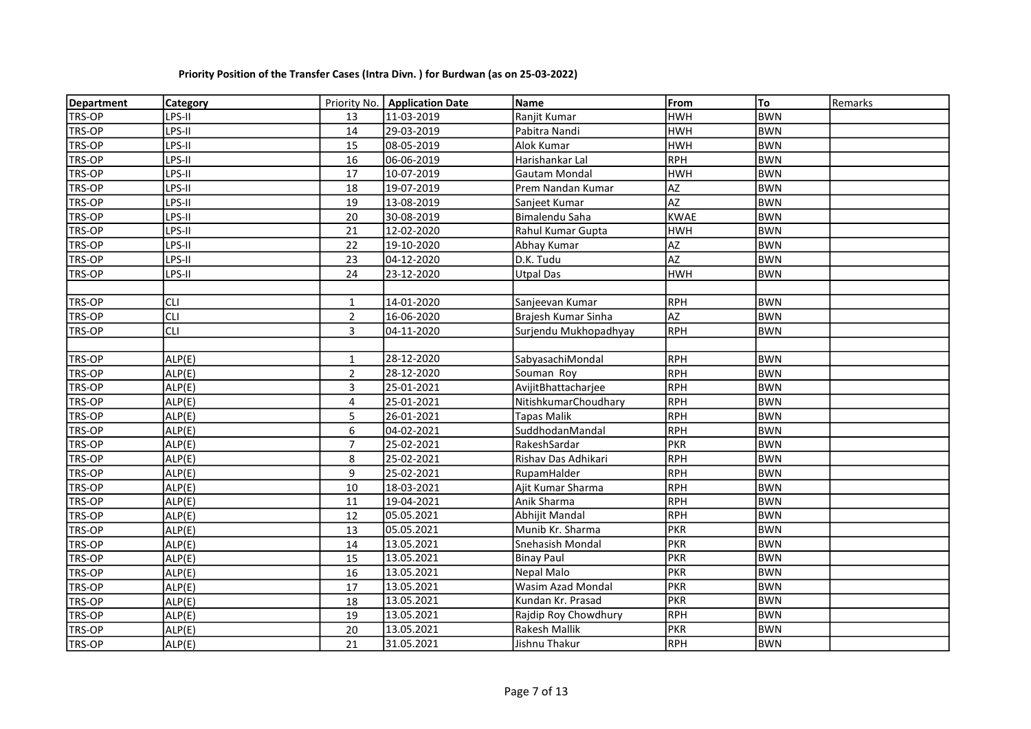**Priority Position of the Transfer Cases (Intra Divn. ) for Burdwan (as on 25-03-2022)**

| Department | Category | Priority No. | Application Date | Name | From | To | Remarks |
|---|---|---|---|---|---|---|---|
| TRS-OP | LPS-II | 13 | 11-03-2019 | Ranjit Kumar | HWH | BWN | |
| TRS-OP | LPS-II | 14 | 29-03-2019 | Pabitra Nandi | HWH | BWN | |
| TRS-OP | LPS-II | 15 | 08-05-2019 | Alok Kumar | HWH | BWN | |
| TRS-OP | LPS-II | 16 | 06-06-2019 | Harishankar Lal | RPH | BWN | |
| TRS-OP | LPS-II | 17 | 10-07-2019 | Gautam Mondal | HWH | BWN | |
| TRS-OP | LPS-II | 18 | 19-07-2019 | Prem Nandan Kumar | AZ | BWN | |
| TRS-OP | LPS-II | 19 | 13-08-2019 | Sanjeet Kumar | AZ | BWN | |
| TRS-OP | LPS-II | 20 | 30-08-2019 | Bimalendu Saha | KWAE | BWN | |
| TRS-OP | LPS-II | 21 | 12-02-2020 | Rahul Kumar Gupta | HWH | BWN | |
| TRS-OP | LPS-II | 22 | 19-10-2020 | Abhay Kumar | AZ | BWN | |
| TRS-OP | LPS-II | 23 | 04-12-2020 | D.K. Tudu | AZ | BWN | |
| TRS-OP | LPS-II | 24 | 23-12-2020 | Utpal Das | HWH | BWN | |
| | | | | | | | |
| TRS-OP | CLI | 1 | 14-01-2020 | Sanjeevan Kumar | RPH | BWN | |
| TRS-OP | CLI | 2 | 16-06-2020 | Brajesh Kumar Sinha | AZ | BWN | |
| TRS-OP | CLI | 3 | 04-11-2020 | Surjendu Mukhopadhyay | RPH | BWN | |
| | | | | | | | |
| TRS-OP | ALP(E) | 1 | 28-12-2020 | SabyasachiMondal | RPH | BWN | |
| TRS-OP | ALP(E) | 2 | 28-12-2020 | Souman Roy | RPH | BWN | |
| TRS-OP | ALP(E) | 3 | 25-01-2021 | AvijitBhattacharjee | RPH | BWN | |
| TRS-OP | ALP(E) | 4 | 25-01-2021 | NitishkumarChoudhary | RPH | BWN | |
| TRS-OP | ALP(E) | 5 | 26-01-2021 | Tapas Malik | RPH | BWN | |
| TRS-OP | ALP(E) | 6 | 04-02-2021 | SuddhodanMandal | RPH | BWN | |
| TRS-OP | ALP(E) | 7 | 25-02-2021 | RakeshSardar | PKR | BWN | |
| TRS-OP | ALP(E) | 8 | 25-02-2021 | Rishav Das Adhikari | RPH | BWN | |
| TRS-OP | ALP(E) | 9 | 25-02-2021 | RupamHalder | RPH | BWN | |
| TRS-OP | ALP(E) | 10 | 18-03-2021 | Ajit Kumar Sharma | RPH | BWN | |
| TRS-OP | ALP(E) | 11 | 19-04-2021 | Anik Sharma | RPH | BWN | |
| TRS-OP | ALP(E) | 12 | 05.05.2021 | Abhijit Mandal | RPH | BWN | |
| TRS-OP | ALP(E) | 13 | 05.05.2021 | Munib Kr. Sharma | PKR | BWN | |
| TRS-OP | ALP(E) | 14 | 13.05.2021 | Snehasish Mondal | PKR | BWN | |
| TRS-OP | ALP(E) | 15 | 13.05.2021 | Binay Paul | PKR | BWN | |
| TRS-OP | ALP(E) | 16 | 13.05.2021 | Nepal Malo | PKR | BWN | |
| TRS-OP | ALP(E) | 17 | 13.05.2021 | Wasim Azad Mondal | PKR | BWN | |
| TRS-OP | ALP(E) | 18 | 13.05.2021 | Kundan Kr. Prasad | PKR | BWN | |
| TRS-OP | ALP(E) | 19 | 13.05.2021 | Rajdip Roy Chowdhury | RPH | BWN | |
| TRS-OP | ALP(E) | 20 | 13.05.2021 | Rakesh Mallik | PKR | BWN | |
| TRS-OP | ALP(E) | 21 | 31.05.2021 | Jishnu Thakur | RPH | BWN | |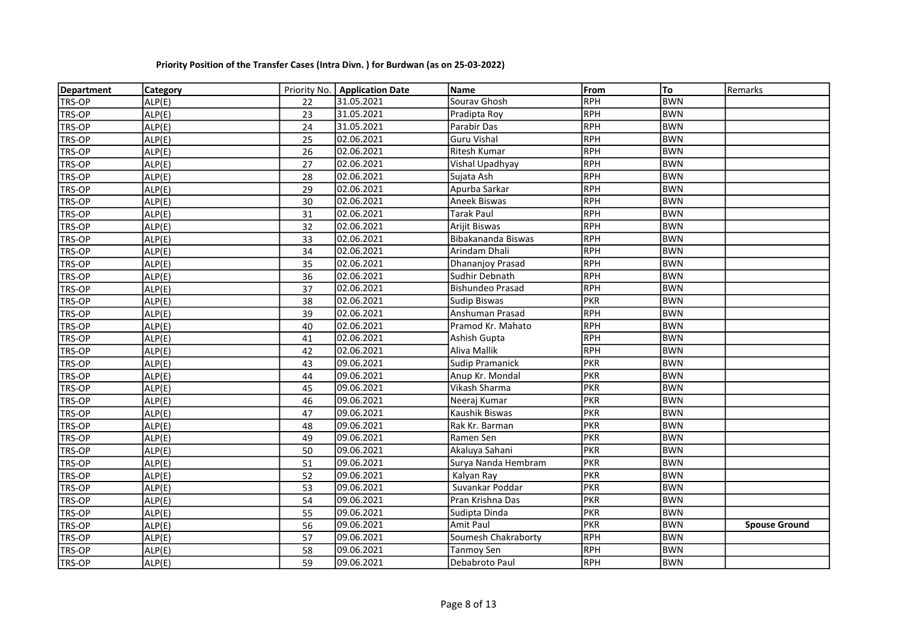**Priority Position of the Transfer Cases (Intra Divn. ) for Burdwan (as on 25-03-2022)**

| Department | Category | Priority No. | Application Date | Name | From | To | Remarks |
|---|---|---|---|---|---|---|---|
| TRS-OP | ALP(E) | 22 | 31.05.2021 | Sourav Ghosh | RPH | BWN | |
| TRS-OP | ALP(E) | 23 | 31.05.2021 | Pradipta Roy | RPH | BWN | |
| TRS-OP | ALP(E) | 24 | 31.05.2021 | Parabir Das | RPH | BWN | |
| TRS-OP | ALP(E) | 25 | 02.06.2021 | Guru Vishal | RPH | BWN | |
| TRS-OP | ALP(E) | 26 | 02.06.2021 | Ritesh Kumar | RPH | BWN | |
| TRS-OP | ALP(E) | 27 | 02.06.2021 | Vishal Upadhyay | RPH | BWN | |
| TRS-OP | ALP(E) | 28 | 02.06.2021 | Sujata Ash | RPH | BWN | |
| TRS-OP | ALP(E) | 29 | 02.06.2021 | Apurba Sarkar | RPH | BWN | |
| TRS-OP | ALP(E) | 30 | 02.06.2021 | Aneek Biswas | RPH | BWN | |
| TRS-OP | ALP(E) | 31 | 02.06.2021 | Tarak Paul | RPH | BWN | |
| TRS-OP | ALP(E) | 32 | 02.06.2021 | Arijit Biswas | RPH | BWN | |
| TRS-OP | ALP(E) | 33 | 02.06.2021 | Bibakananda Biswas | RPH | BWN | |
| TRS-OP | ALP(E) | 34 | 02.06.2021 | Arindam Dhali | RPH | BWN | |
| TRS-OP | ALP(E) | 35 | 02.06.2021 | Dhananjoy Prasad | RPH | BWN | |
| TRS-OP | ALP(E) | 36 | 02.06.2021 | Sudhir Debnath | RPH | BWN | |
| TRS-OP | ALP(E) | 37 | 02.06.2021 | Bishundeo Prasad | RPH | BWN | |
| TRS-OP | ALP(E) | 38 | 02.06.2021 | Sudip Biswas | PKR | BWN | |
| TRS-OP | ALP(E) | 39 | 02.06.2021 | Anshuman Prasad | RPH | BWN | |
| TRS-OP | ALP(E) | 40 | 02.06.2021 | Pramod Kr. Mahato | RPH | BWN | |
| TRS-OP | ALP(E) | 41 | 02.06.2021 | Ashish Gupta | RPH | BWN | |
| TRS-OP | ALP(E) | 42 | 02.06.2021 | Aliva Mallik | RPH | BWN | |
| TRS-OP | ALP(E) | 43 | 09.06.2021 | Sudip Pramanick | PKR | BWN | |
| TRS-OP | ALP(E) | 44 | 09.06.2021 | Anup Kr. Mondal | PKR | BWN | |
| TRS-OP | ALP(E) | 45 | 09.06.2021 | Vikash Sharma | PKR | BWN | |
| TRS-OP | ALP(E) | 46 | 09.06.2021 | Neeraj Kumar | PKR | BWN | |
| TRS-OP | ALP(E) | 47 | 09.06.2021 | Kaushik Biswas | PKR | BWN | |
| TRS-OP | ALP(E) | 48 | 09.06.2021 | Rak Kr. Barman | PKR | BWN | |
| TRS-OP | ALP(E) | 49 | 09.06.2021 | Ramen Sen | PKR | BWN | |
| TRS-OP | ALP(E) | 50 | 09.06.2021 | Akaluya Sahani | PKR | BWN | |
| TRS-OP | ALP(E) | 51 | 09.06.2021 | Surya Nanda Hembram | PKR | BWN | |
| TRS-OP | ALP(E) | 52 | 09.06.2021 | Kalyan Ray | PKR | BWN | |
| TRS-OP | ALP(E) | 53 | 09.06.2021 | Suvankar Poddar | PKR | BWN | |
| TRS-OP | ALP(E) | 54 | 09.06.2021 | Pran Krishna Das | PKR | BWN | |
| TRS-OP | ALP(E) | 55 | 09.06.2021 | Sudipta Dinda | PKR | BWN | |
| TRS-OP | ALP(E) | 56 | 09.06.2021 | Amit Paul | PKR | BWN | **Spouse Ground** |
| TRS-OP | ALP(E) | 57 | 09.06.2021 | Soumesh Chakraborty | RPH | BWN | |
| TRS-OP | ALP(E) | 58 | 09.06.2021 | Tanmoy Sen | RPH | BWN | |
| TRS-OP | ALP(E) | 59 | 09.06.2021 | Debabroto Paul | RPH | BWN | |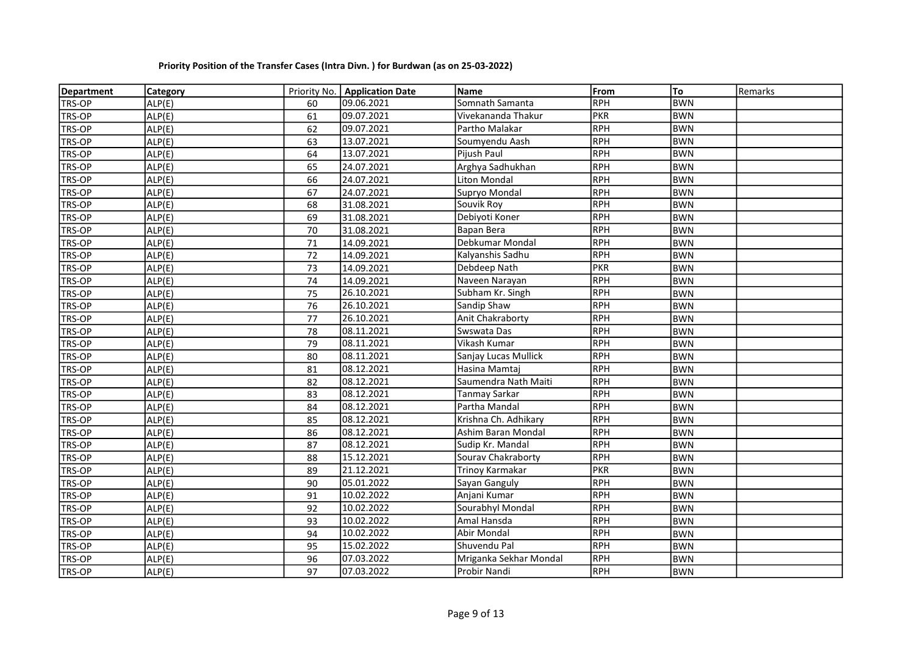**Priority Position of the Transfer Cases (Intra Divn. ) for Burdwan (as on 25-03-2022)**

| Department | Category | Priority No. | Application Date | Name | From | To | Remarks |
|---|---|---|---|---|---|---|---|
| TRS-OP | ALP(E) | 60 | 09.06.2021 | Somnath Samanta | RPH | BWN | |
| TRS-OP | ALP(E) | 61 | 09.07.2021 | Vivekananda Thakur | PKR | BWN | |
| TRS-OP | ALP(E) | 62 | 09.07.2021 | Partho Malakar | RPH | BWN | |
| TRS-OP | ALP(E) | 63 | 13.07.2021 | Soumyendu Aash | RPH | BWN | |
| TRS-OP | ALP(E) | 64 | 13.07.2021 | Pijush Paul | RPH | BWN | |
| TRS-OP | ALP(E) | 65 | 24.07.2021 | Arghya Sadhukhan | RPH | BWN | |
| TRS-OP | ALP(E) | 66 | 24.07.2021 | Liton Mondal | RPH | BWN | |
| TRS-OP | ALP(E) | 67 | 24.07.2021 | Supryo Mondal | RPH | BWN | |
| TRS-OP | ALP(E) | 68 | 31.08.2021 | Souvik Roy | RPH | BWN | |
| TRS-OP | ALP(E) | 69 | 31.08.2021 | Debiyoti Koner | RPH | BWN | |
| TRS-OP | ALP(E) | 70 | 31.08.2021 | Bapan Bera | RPH | BWN | |
| TRS-OP | ALP(E) | 71 | 14.09.2021 | Debkumar Mondal | RPH | BWN | |
| TRS-OP | ALP(E) | 72 | 14.09.2021 | Kalyanshis Sadhu | RPH | BWN | |
| TRS-OP | ALP(E) | 73 | 14.09.2021 | Debdeep Nath | PKR | BWN | |
| TRS-OP | ALP(E) | 74 | 14.09.2021 | Naveen Narayan | RPH | BWN | |
| TRS-OP | ALP(E) | 75 | 26.10.2021 | Subham Kr. Singh | RPH | BWN | |
| TRS-OP | ALP(E) | 76 | 26.10.2021 | Sandip Shaw | RPH | BWN | |
| TRS-OP | ALP(E) | 77 | 26.10.2021 | Anit Chakraborty | RPH | BWN | |
| TRS-OP | ALP(E) | 78 | 08.11.2021 | Swswata Das | RPH | BWN | |
| TRS-OP | ALP(E) | 79 | 08.11.2021 | Vikash Kumar | RPH | BWN | |
| TRS-OP | ALP(E) | 80 | 08.11.2021 | Sanjay Lucas Mullick | RPH | BWN | |
| TRS-OP | ALP(E) | 81 | 08.12.2021 | Hasina Mamtaj | RPH | BWN | |
| TRS-OP | ALP(E) | 82 | 08.12.2021 | Saumendra Nath Maiti | RPH | BWN | |
| TRS-OP | ALP(E) | 83 | 08.12.2021 | Tanmay Sarkar | RPH | BWN | |
| TRS-OP | ALP(E) | 84 | 08.12.2021 | Partha Mandal | RPH | BWN | |
| TRS-OP | ALP(E) | 85 | 08.12.2021 | Krishna Ch. Adhikary | RPH | BWN | |
| TRS-OP | ALP(E) | 86 | 08.12.2021 | Ashim Baran Mondal | RPH | BWN | |
| TRS-OP | ALP(E) | 87 | 08.12.2021 | Sudip Kr. Mandal | RPH | BWN | |
| TRS-OP | ALP(E) | 88 | 15.12.2021 | Sourav Chakraborty | RPH | BWN | |
| TRS-OP | ALP(E) | 89 | 21.12.2021 | Trinoy Karmakar | PKR | BWN | |
| TRS-OP | ALP(E) | 90 | 05.01.2022 | Sayan Ganguly | RPH | BWN | |
| TRS-OP | ALP(E) | 91 | 10.02.2022 | Anjani Kumar | RPH | BWN | |
| TRS-OP | ALP(E) | 92 | 10.02.2022 | Sourabhyl Mondal | RPH | BWN | |
| TRS-OP | ALP(E) | 93 | 10.02.2022 | Amal Hansda | RPH | BWN | |
| TRS-OP | ALP(E) | 94 | 10.02.2022 | Abir Mondal | RPH | BWN | |
| TRS-OP | ALP(E) | 95 | 15.02.2022 | Shuvendu Pal | RPH | BWN | |
| TRS-OP | ALP(E) | 96 | 07.03.2022 | Mriganka Sekhar Mondal | RPH | BWN | |
| TRS-OP | ALP(E) | 97 | 07.03.2022 | Probir Nandi | RPH | BWN | |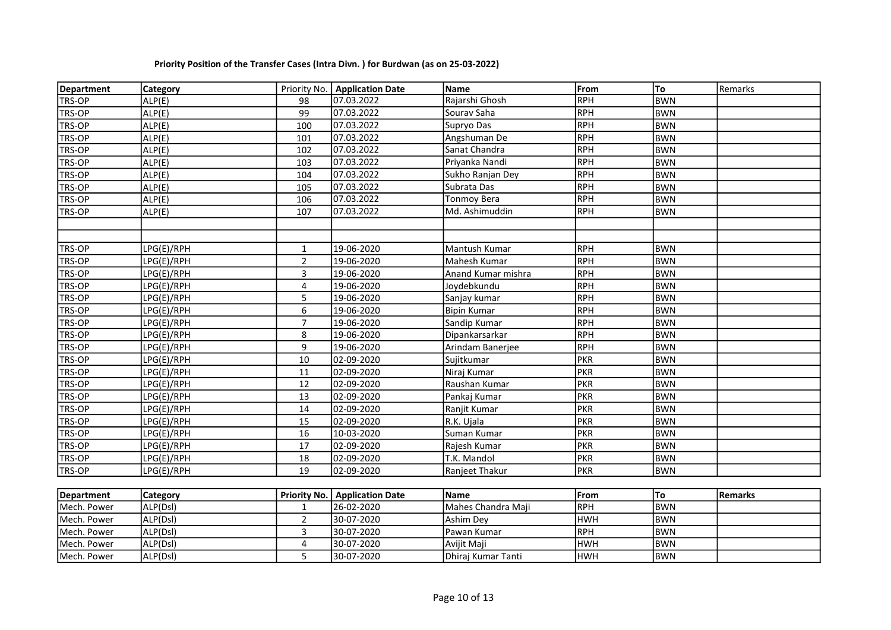**Priority Position of the Transfer Cases (Intra Divn. ) for Burdwan (as on 25-03-2022)**

| Department | Category | Priority No. | Application Date | Name | From | To | Remarks |
|---|---|---|---|---|---|---|---|
| TRS-OP | ALP(E) | 98 | 07.03.2022 | Rajarshi Ghosh | RPH | BWN | |
| TRS-OP | ALP(E) | 99 | 07.03.2022 | Sourav Saha | RPH | BWN | |
| TRS-OP | ALP(E) | 100 | 07.03.2022 | Supryo Das | RPH | BWN | |
| TRS-OP | ALP(E) | 101 | 07.03.2022 | Angshuman De | RPH | BWN | |
| TRS-OP | ALP(E) | 102 | 07.03.2022 | Sanat Chandra | RPH | BWN | |
| TRS-OP | ALP(E) | 103 | 07.03.2022 | Priyanka Nandi | RPH | BWN | |
| TRS-OP | ALP(E) | 104 | 07.03.2022 | Sukho Ranjan Dey | RPH | BWN | |
| TRS-OP | ALP(E) | 105 | 07.03.2022 | Subrata Das | RPH | BWN | |
| TRS-OP | ALP(E) | 106 | 07.03.2022 | Tonmoy Bera | RPH | BWN | |
| TRS-OP | ALP(E) | 107 | 07.03.2022 | Md. Ashimuddin | RPH | BWN | |
| | | | | | | | |
| | | | | | | | |
| TRS-OP | LPG(E)/RPH | 1 | 19-06-2020 | Mantush Kumar | RPH | BWN | |
| TRS-OP | LPG(E)/RPH | 2 | 19-06-2020 | Mahesh Kumar | RPH | BWN | |
| TRS-OP | LPG(E)/RPH | 3 | 19-06-2020 | Anand Kumar mishra | RPH | BWN | |
| TRS-OP | LPG(E)/RPH | 4 | 19-06-2020 | Joydebkundu | RPH | BWN | |
| TRS-OP | LPG(E)/RPH | 5 | 19-06-2020 | Sanjay kumar | RPH | BWN | |
| TRS-OP | LPG(E)/RPH | 6 | 19-06-2020 | Bipin Kumar | RPH | BWN | |
| TRS-OP | LPG(E)/RPH | 7 | 19-06-2020 | Sandip Kumar | RPH | BWN | |
| TRS-OP | LPG(E)/RPH | 8 | 19-06-2020 | Dipankarsarkar | RPH | BWN | |
| TRS-OP | LPG(E)/RPH | 9 | 19-06-2020 | Arindam Banerjee | RPH | BWN | |
| TRS-OP | LPG(E)/RPH | 10 | 02-09-2020 | Sujitkumar | PKR | BWN | |
| TRS-OP | LPG(E)/RPH | 11 | 02-09-2020 | Niraj Kumar | PKR | BWN | |
| TRS-OP | LPG(E)/RPH | 12 | 02-09-2020 | Raushan Kumar | PKR | BWN | |
| TRS-OP | LPG(E)/RPH | 13 | 02-09-2020 | Pankaj Kumar | PKR | BWN | |
| TRS-OP | LPG(E)/RPH | 14 | 02-09-2020 | Ranjit Kumar | PKR | BWN | |
| TRS-OP | LPG(E)/RPH | 15 | 02-09-2020 | R.K. Ujala | PKR | BWN | |
| TRS-OP | LPG(E)/RPH | 16 | 10-03-2020 | Suman Kumar | PKR | BWN | |
| TRS-OP | LPG(E)/RPH | 17 | 02-09-2020 | Rajesh Kumar | PKR | BWN | |
| TRS-OP | LPG(E)/RPH | 18 | 02-09-2020 | T.K. Mandol | PKR | BWN | |
| TRS-OP | LPG(E)/RPH | 19 | 02-09-2020 | Ranjeet Thakur | PKR | BWN | |

| Department | Category | Priority No. | Application Date | Name | From | To | Remarks |
|---|---|---|---|---|---|---|---|
| Mech. Power | ALP(Dsl) | 1 | 26-02-2020 | Mahes Chandra Maji | RPH | BWN | |
| Mech. Power | ALP(Dsl) | 2 | 30-07-2020 | Ashim Dey | HWH | BWN | |
| Mech. Power | ALP(Dsl) | 3 | 30-07-2020 | Pawan Kumar | RPH | BWN | |
| Mech. Power | ALP(Dsl) | 4 | 30-07-2020 | Avijit Maji | HWH | BWN | |
| Mech. Power | ALP(Dsl) | 5 | 30-07-2020 | Dhiraj Kumar Tanti | HWH | BWN | |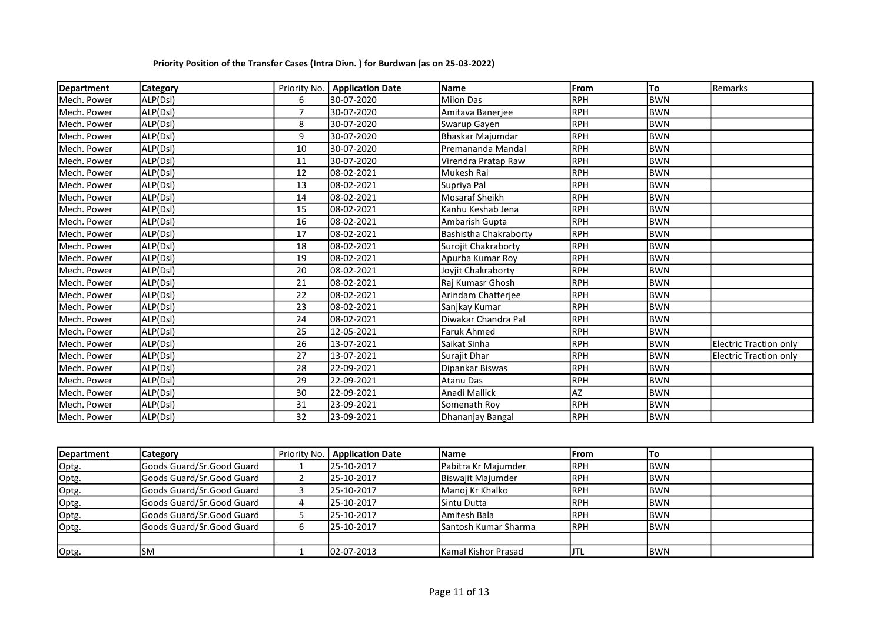**Priority Position of the Transfer Cases (Intra Divn. ) for Burdwan (as on 25-03-2022)**

| Department | Category | Priority No. | Application Date | Name | From | To | Remarks |
|---|---|---|---|---|---|---|---|
| Mech. Power | ALP(Dsl) | 6 | 30-07-2020 | Milon Das | RPH | BWN | |
| Mech. Power | ALP(Dsl) | 7 | 30-07-2020 | Amitava Banerjee | RPH | BWN | |
| Mech. Power | ALP(Dsl) | 8 | 30-07-2020 | Swarup Gayen | RPH | BWN | |
| Mech. Power | ALP(Dsl) | 9 | 30-07-2020 | Bhaskar Majumdar | RPH | BWN | |
| Mech. Power | ALP(Dsl) | 10 | 30-07-2020 | Premananda Mandal | RPH | BWN | |
| Mech. Power | ALP(Dsl) | 11 | 30-07-2020 | Virendra Pratap Raw | RPH | BWN | |
| Mech. Power | ALP(Dsl) | 12 | 08-02-2021 | Mukesh Rai | RPH | BWN | |
| Mech. Power | ALP(Dsl) | 13 | 08-02-2021 | Supriya Pal | RPH | BWN | |
| Mech. Power | ALP(Dsl) | 14 | 08-02-2021 | Mosaraf Sheikh | RPH | BWN | |
| Mech. Power | ALP(Dsl) | 15 | 08-02-2021 | Kanhu Keshab Jena | RPH | BWN | |
| Mech. Power | ALP(Dsl) | 16 | 08-02-2021 | Ambarish Gupta | RPH | BWN | |
| Mech. Power | ALP(Dsl) | 17 | 08-02-2021 | Bashistha Chakraborty | RPH | BWN | |
| Mech. Power | ALP(Dsl) | 18 | 08-02-2021 | Surojit Chakraborty | RPH | BWN | |
| Mech. Power | ALP(Dsl) | 19 | 08-02-2021 | Apurba Kumar Roy | RPH | BWN | |
| Mech. Power | ALP(Dsl) | 20 | 08-02-2021 | Joyjit Chakraborty | RPH | BWN | |
| Mech. Power | ALP(Dsl) | 21 | 08-02-2021 | Raj Kumasr Ghosh | RPH | BWN | |
| Mech. Power | ALP(Dsl) | 22 | 08-02-2021 | Arindam Chatterjee | RPH | BWN | |
| Mech. Power | ALP(Dsl) | 23 | 08-02-2021 | Sanjkay Kumar | RPH | BWN | |
| Mech. Power | ALP(Dsl) | 24 | 08-02-2021 | Diwakar Chandra Pal | RPH | BWN | |
| Mech. Power | ALP(Dsl) | 25 | 12-05-2021 | Faruk Ahmed | RPH | BWN | |
| Mech. Power | ALP(Dsl) | 26 | 13-07-2021 | Saikat Sinha | RPH | BWN | Electric Traction only |
| Mech. Power | ALP(Dsl) | 27 | 13-07-2021 | Surajit Dhar | RPH | BWN | Electric Traction only |
| Mech. Power | ALP(Dsl) | 28 | 22-09-2021 | Dipankar Biswas | RPH | BWN | |
| Mech. Power | ALP(Dsl) | 29 | 22-09-2021 | Atanu Das | RPH | BWN | |
| Mech. Power | ALP(Dsl) | 30 | 22-09-2021 | Anadi Mallick | AZ | BWN | |
| Mech. Power | ALP(Dsl) | 31 | 23-09-2021 | Somenath Roy | RPH | BWN | |
| Mech. Power | ALP(Dsl) | 32 | 23-09-2021 | Dhananjay Bangal | RPH | BWN | |

| Department | Category | Priority No. | Application Date | Name | From | To | |
|---|---|---|---|---|---|---|---|
| Optg. | Goods Guard/Sr.Good Guard | 1 | 25-10-2017 | Pabitra Kr Majumder | RPH | BWN | |
| Optg. | Goods Guard/Sr.Good Guard | 2 | 25-10-2017 | Biswajit Majumder | RPH | BWN | |
| Optg. | Goods Guard/Sr.Good Guard | 3 | 25-10-2017 | Manoj Kr Khalko | RPH | BWN | |
| Optg. | Goods Guard/Sr.Good Guard | 4 | 25-10-2017 | Sintu Dutta | RPH | BWN | |
| Optg. | Goods Guard/Sr.Good Guard | 5 | 25-10-2017 | Amitesh Bala | RPH | BWN | |
| Optg. | Goods Guard/Sr.Good Guard | 6 | 25-10-2017 | Santosh Kumar Sharma | RPH | BWN | |
| | | | | | | | |
| Optg. | SM | 1 | 02-07-2013 | Kamal Kishor Prasad | JTL | BWN | |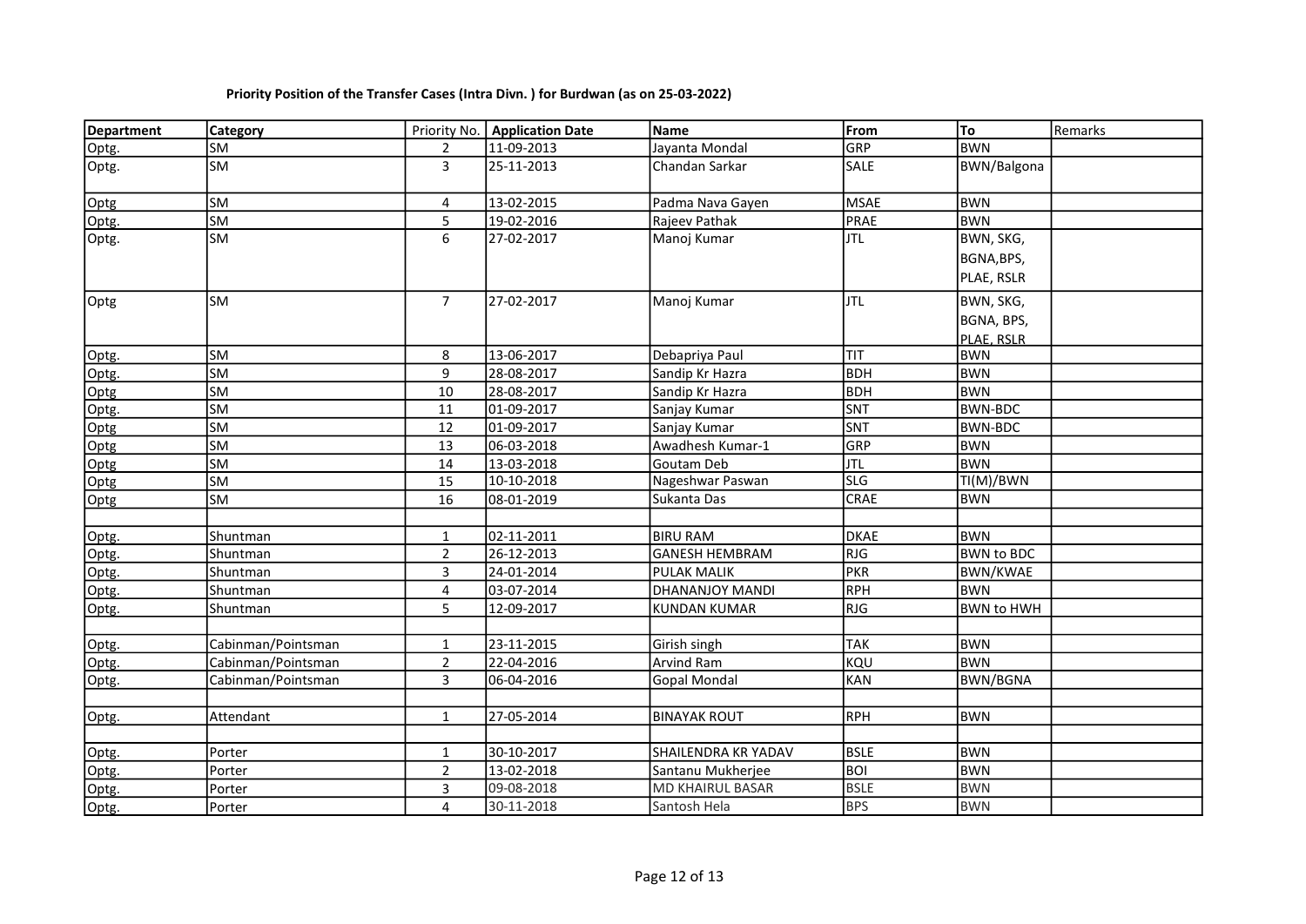**Priority Position of the Transfer Cases (Intra Divn. ) for Burdwan (as on 25-03-2022)**

| Department | Category | Priority No. | Application Date | Name | From | To | Remarks |
|---|---|---|---|---|---|---|---|
| Optg. | SM | 2 | 11-09-2013 | Jayanta Mondal | GRP | BWN | |
| Optg. | SM | 3 | 25-11-2013 | Chandan Sarkar | SALE | BWN/Balgona | |
| Optg | SM | 4 | 13-02-2015 | Padma Nava Gayen | MSAE | BWN | |
| Optg. | SM | 5 | 19-02-2016 | Rajeev Pathak | PRAE | BWN | |
| Optg. | SM | 6 | 27-02-2017 | Manoj Kumar | JTL | BWN, SKG, BGNA,BPS, PLAE, RSLR | |
| Optg | SM | 7 | 27-02-2017 | Manoj Kumar | JTL | BWN, SKG, BGNA, BPS, PLAE, RSLR | |
| Optg. | SM | 8 | 13-06-2017 | Debapriya Paul | TIT | BWN | |
| Optg. | SM | 9 | 28-08-2017 | Sandip Kr Hazra | BDH | BWN | |
| Optg | SM | 10 | 28-08-2017 | Sandip Kr Hazra | BDH | BWN | |
| Optg. | SM | 11 | 01-09-2017 | Sanjay Kumar | SNT | BWN-BDC | |
| Optg | SM | 12 | 01-09-2017 | Sanjay Kumar | SNT | BWN-BDC | |
| Optg | SM | 13 | 06-03-2018 | Awadhesh Kumar-1 | GRP | BWN | |
| Optg | SM | 14 | 13-03-2018 | Goutam Deb | JTL | BWN | |
| Optg | SM | 15 | 10-10-2018 | Nageshwar Paswan | SLG | TI(M)/BWN | |
| Optg | SM | 16 | 08-01-2019 | Sukanta Das | CRAE | BWN | |
| | | | | | | | |
| Optg. | Shuntman | 1 | 02-11-2011 | BIRU RAM | DKAE | BWN | |
| Optg. | Shuntman | 2 | 26-12-2013 | GANESH HEMBRAM | RJG | BWN to BDC | |
| Optg. | Shuntman | 3 | 24-01-2014 | PULAK MALIK | PKR | BWN/KWAE | |
| Optg. | Shuntman | 4 | 03-07-2014 | DHANANJOY MANDI | RPH | BWN | |
| Optg. | Shuntman | 5 | 12-09-2017 | KUNDAN KUMAR | RJG | BWN to HWH | |
| | | | | | | | |
| Optg. | Cabinman/Pointsman | 1 | 23-11-2015 | Girish singh | TAK | BWN | |
| Optg. | Cabinman/Pointsman | 2 | 22-04-2016 | Arvind Ram | KQU | BWN | |
| Optg. | Cabinman/Pointsman | 3 | 06-04-2016 | Gopal Mondal | KAN | BWN/BGNA | |
| | | | | | | | |
| Optg. | Attendant | 1 | 27-05-2014 | BINAYAK ROUT | RPH | BWN | |
| | | | | | | | |
| Optg. | Porter | 1 | 30-10-2017 | SHAILENDRA KR YADAV | BSLE | BWN | |
| Optg. | Porter | 2 | 13-02-2018 | Santanu Mukherjee | BOI | BWN | |
| Optg. | Porter | 3 | 09-08-2018 | MD KHAIRUL BASAR | BSLE | BWN | |
| Optg. | Porter | 4 | 30-11-2018 | Santosh Hela | BPS | BWN | |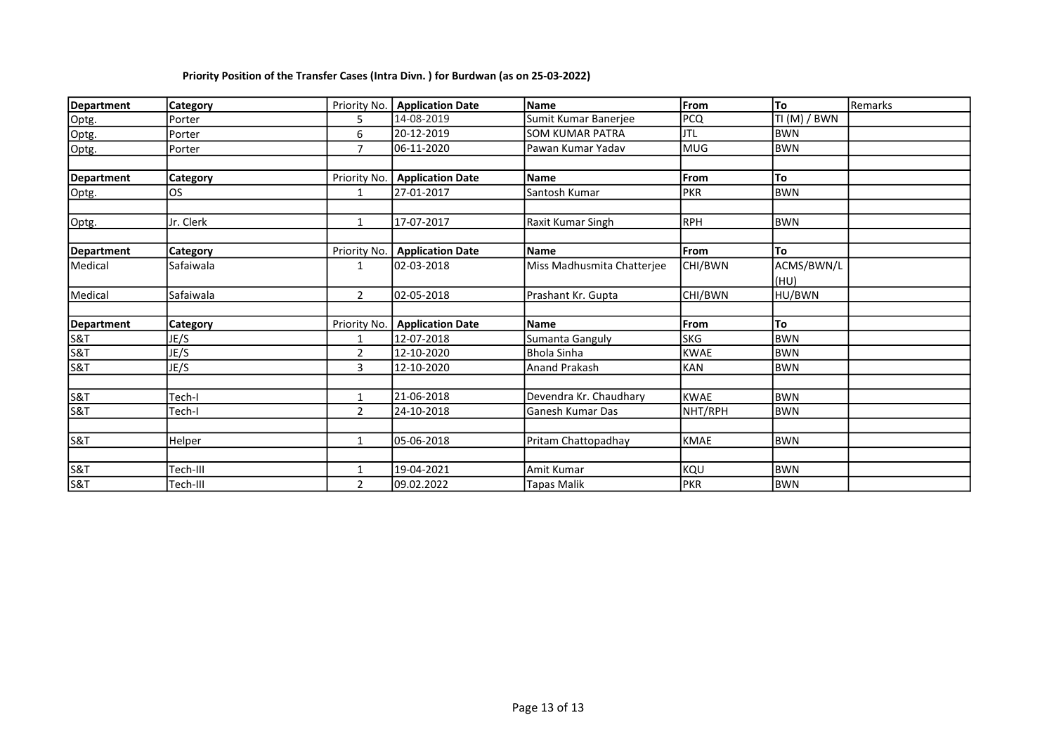**Priority Position of the Transfer Cases (Intra Divn. ) for Burdwan (as on 25-03-2022)**

| Department | Category | Priority No. | Application Date | Name | From | To | Remarks |
|---|---|---|---|---|---|---|---|
| Optg. | Porter | 5 | 14-08-2019 | Sumit Kumar Banerjee | PCQ | TI (M) / BWN | |
| Optg. | Porter | 6 | 20-12-2019 | SOM KUMAR PATRA | JTL | BWN | |
| Optg. | Porter | 7 | 06-11-2020 | Pawan Kumar Yadav | MUG | BWN | |
| | | | | | | | |
| **Department** | **Category** | Priority No. | **Application Date** | **Name** | **From** | **To** | |
| Optg. | OS | 1 | 27-01-2017 | Santosh Kumar | PKR | BWN | |
| | | | | | | | |
| Optg. | Jr. Clerk | 1 | 17-07-2017 | Raxit Kumar Singh | RPH | BWN | |
| | | | | | | | |
| **Department** | **Category** | Priority No. | **Application Date** | **Name** | **From** | **To** | |
| Medical | Safaiwala | 1 | 02-03-2018 | Miss Madhusmita Chatterjee | CHI/BWN | ACMS/BWN/L (HU) | |
| Medical | Safaiwala | 2 | 02-05-2018 | Prashant Kr. Gupta | CHI/BWN | HU/BWN | |
| | | | | | | | |
| **Department** | **Category** | Priority No. | **Application Date** | **Name** | **From** | **To** | |
| S&T | JE/S | 1 | 12-07-2018 | Sumanta Ganguly | SKG | BWN | |
| S&T | JE/S | 2 | 12-10-2020 | Bhola Sinha | KWAE | BWN | |
| S&T | JE/S | 3 | 12-10-2020 | Anand Prakash | KAN | BWN | |
| | | | | | | | |
| S&T | Tech-I | 1 | 21-06-2018 | Devendra Kr. Chaudhary | KWAE | BWN | |
| S&T | Tech-I | 2 | 24-10-2018 | Ganesh Kumar Das | NHT/RPH | BWN | |
| | | | | | | | |
| S&T | Helper | 1 | 05-06-2018 | Pritam Chattopadhay | KMAE | BWN | |
| | | | | | | | |
| S&T | Tech-III | 1 | 19-04-2021 | Amit Kumar | KQU | BWN | |
| S&T | Tech-III | 2 | 09.02.2022 | Tapas Malik | PKR | BWN | |